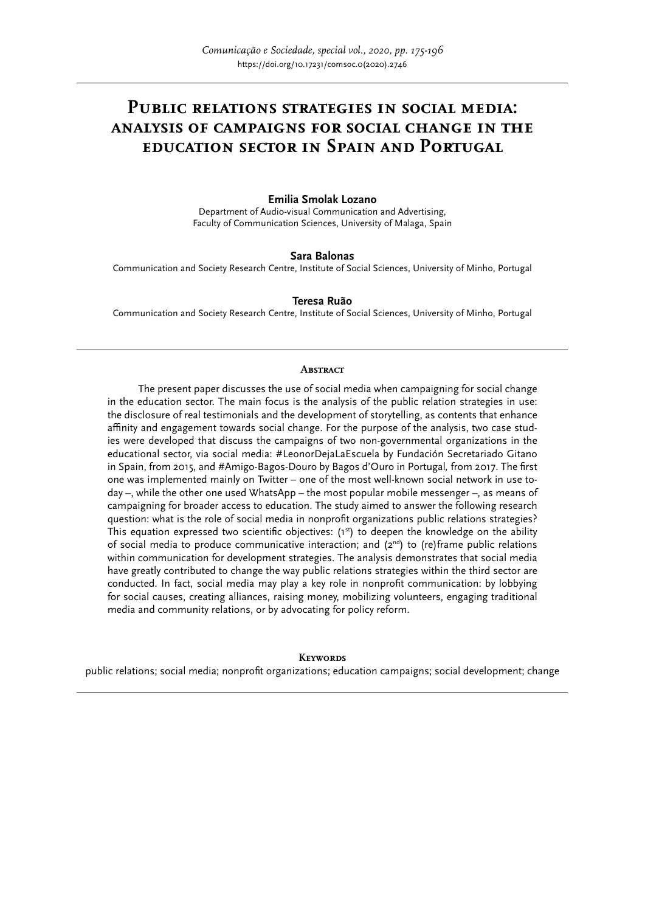# Public relations strategies in social media: analysis of campaigns for social change in the education sector in Spain and Portugal

**Emilia Smolak Lozano**

Department of Audio-visual Communication and Advertising, Faculty of Communication Sciences, University of Malaga, Spain

**Sara Balonas**

Communication and Society Research Centre, Institute of Social Sciences, University of Minho, Portugal

**Teresa Ruão**

Communication and Society Research Centre, Institute of Social Sciences, University of Minho, Portugal

## Abstract

The present paper discusses the use of social media when campaigning for social change in the education sector. The main focus is the analysis of the public relation strategies in use: the disclosure of real testimonials and the development of storytelling, as contents that enhance affinity and engagement towards social change. For the purpose of the analysis, two case studies were developed that discuss the campaigns of two non-governmental organizations in the educational sector, via social media: #LeonorDejaLaEscuela by Fundación Secretariado Gitano in Spain, from 2015, and #Amigo-Bagos-Douro by Bagos d'Ouro in Portugal, from 2017. The first one was implemented mainly on Twitter – one of the most well-known social network in use today –, while the other one used WhatsApp – the most popular mobile messenger –, as means of campaigning for broader access to education. The study aimed to answer the following research question: what is the role of social media in nonprofit organizations public relations strategies? This equation expressed two scientific objectives: (1st) to deepen the knowledge on the ability of social media to produce communicative interaction; and (2nd) to (re)frame public relations within communication for development strategies. The analysis demonstrates that social media have greatly contributed to change the way public relations strategies within the third sector are conducted. In fact, social media may play a key role in nonprofit communication: by lobbying for social causes, creating alliances, raising money, mobilizing volunteers, engaging traditional media and community relations, or by advocating for policy reform.

## Keywords

public relations; social media; nonprofit organizations; education campaigns; social development; change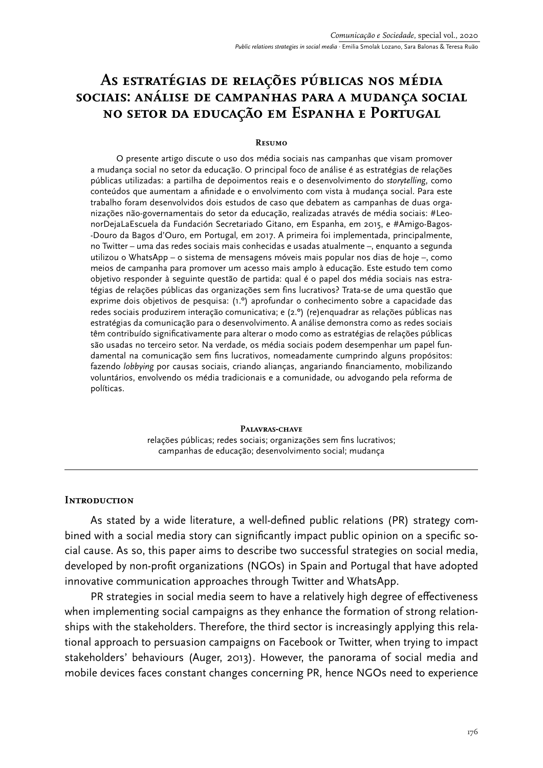# As estratégias de relações públicas nos média sociais: análise de campanhas para a mudança social no setor da educação em Espanha e Portugal

**Resumo**

O presente artigo discute o uso dos média sociais nas campanhas que visam promover a mudança social no setor da educação. O principal foco de análise é as estratégias de relações públicas utilizadas: a partilha de depoimentos reais e o desenvolvimento do *storytelling*, como conteúdos que aumentam a afinidade e o envolvimento com vista à mudança social. Para este trabalho foram desenvolvidos dois estudos de caso que debatem as campanhas de duas organizações não-governamentais do setor da educação, realizadas através de média sociais: #LeonorDejaLaEscuela da Fundación Secretariado Gitano, em Espanha, em 2015, e #Amigo-Bagos-Douro da Bagos d'Ouro, em Portugal, em 2017. A primeira foi implementada, principalmente, no Twitter – uma das redes sociais mais conhecidas e usadas atualmente –, enquanto a segunda utilizou o WhatsApp – o sistema de mensagens móveis mais popular nos dias de hoje –, como meios de campanha para promover um acesso mais amplo à educação. Este estudo tem como objetivo responder à seguinte questão de partida: qual é o papel dos média sociais nas estratégias de relações públicas das organizações sem fins lucrativos? Trata-se de uma questão que exprime dois objetivos de pesquisa: (1.º) aprofundar o conhecimento sobre a capacidade das redes sociais produzirem interação comunicativa; e (2.º) (re)enquadrar as relações públicas nas estratégias da comunicação para o desenvolvimento. A análise demonstra como as redes sociais têm contribuído significativamente para alterar o modo como as estratégias de relações públicas são usadas no terceiro setor. Na verdade, os média sociais podem desempenhar um papel fundamental na comunicação sem fins lucrativos, nomeadamente cumprindo alguns propósitos: fazendo *lobbying* por causas sociais, criando alianças, angariando financiamento, mobilizando voluntários, envolvendo os média tradicionais e a comunidade, ou advogando pela reforma de políticas.

**Palavras-chave**

relações públicas; redes sociais; organizações sem fins lucrativos; campanhas de educação; desenvolvimento social; mudança

## Introduction

As stated by a wide literature, a well-defined public relations (PR) strategy combined with a social media story can significantly impact public opinion on a specific social cause. As so, this paper aims to describe two successful strategies on social media, developed by non-profit organizations (NGOs) in Spain and Portugal that have adopted innovative communication approaches through Twitter and WhatsApp.

PR strategies in social media seem to have a relatively high degree of effectiveness when implementing social campaigns as they enhance the formation of strong relationships with the stakeholders. Therefore, the third sector is increasingly applying this relational approach to persuasion campaigns on Facebook or Twitter, when trying to impact stakeholders' behaviours (Auger, 2013). However, the panorama of social media and mobile devices faces constant changes concerning PR, hence NGOs need to experience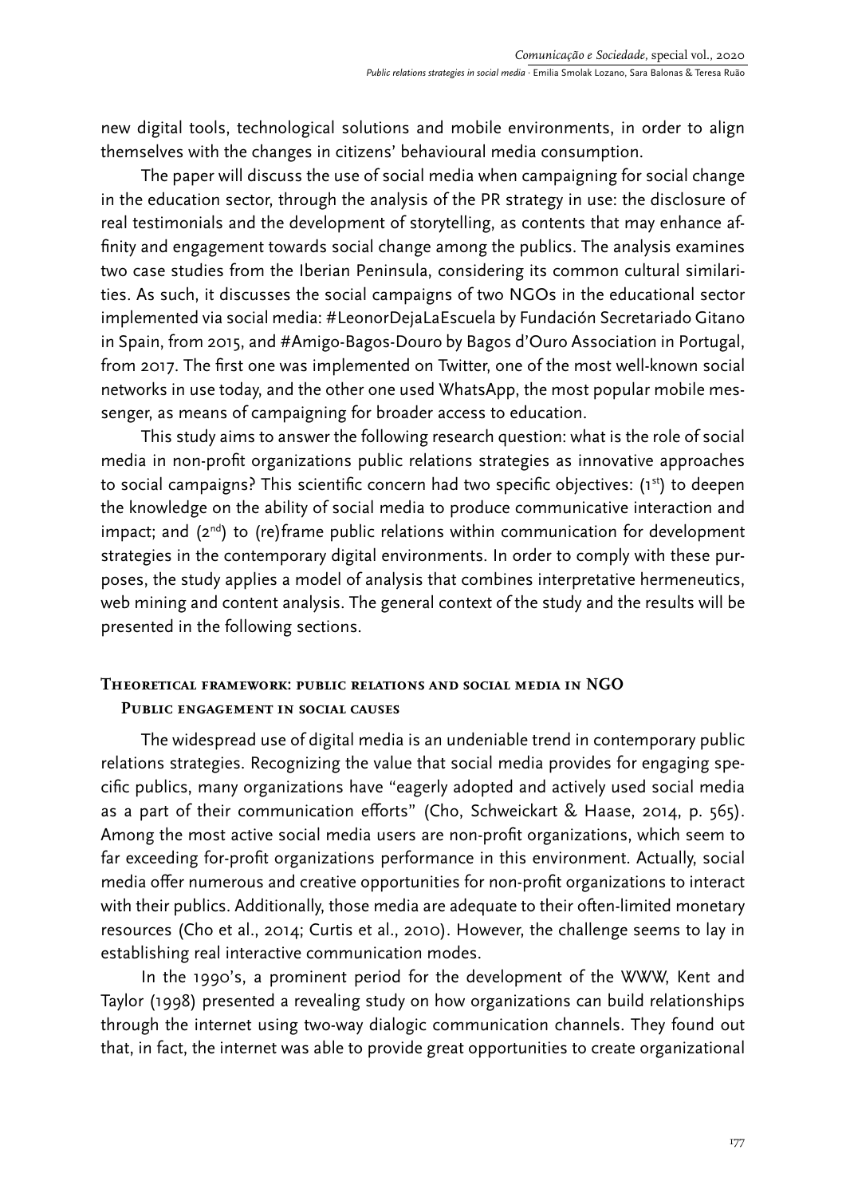new digital tools, technological solutions and mobile environments, in order to align themselves with the changes in citizens' behavioural media consumption.

The paper will discuss the use of social media when campaigning for social change in the education sector, through the analysis of the PR strategy in use: the disclosure of real testimonials and the development of storytelling, as contents that may enhance affinity and engagement towards social change among the publics. The analysis examines two case studies from the Iberian Peninsula, considering its common cultural similarities. As such, it discusses the social campaigns of two NGOs in the educational sector implemented via social media: #LeonorDejaLaEscuela by Fundación Secretariado Gitano in Spain, from 2015, and #Amigo-Bagos-Douro by Bagos d'Ouro Association in Portugal, from 2017. The first one was implemented on Twitter, one of the most well-known social networks in use today, and the other one used WhatsApp, the most popular mobile messenger, as means of campaigning for broader access to education.

This study aims to answer the following research question: what is the role of social media in non-profit organizations public relations strategies as innovative approaches to social campaigns? This scientific concern had two specific objectives: (1st) to deepen the knowledge on the ability of social media to produce communicative interaction and impact; and (2nd) to (re)frame public relations within communication for development strategies in the contemporary digital environments. In order to comply with these purposes, the study applies a model of analysis that combines interpretative hermeneutics, web mining and content analysis. The general context of the study and the results will be presented in the following sections.

## Theoretical framework: public relations and social media in NGO

### Public engagement in social causes

The widespread use of digital media is an undeniable trend in contemporary public relations strategies. Recognizing the value that social media provides for engaging specific publics, many organizations have "eagerly adopted and actively used social media as a part of their communication efforts" (Cho, Schweickart & Haase, 2014, p. 565). Among the most active social media users are non-profit organizations, which seem to far exceeding for-profit organizations performance in this environment. Actually, social media offer numerous and creative opportunities for non-profit organizations to interact with their publics. Additionally, those media are adequate to their often-limited monetary resources (Cho et al., 2014; Curtis et al., 2010). However, the challenge seems to lay in establishing real interactive communication modes.

In the 1990's, a prominent period for the development of the WWW, Kent and Taylor (1998) presented a revealing study on how organizations can build relationships through the internet using two-way dialogic communication channels. They found out that, in fact, the internet was able to provide great opportunities to create organizational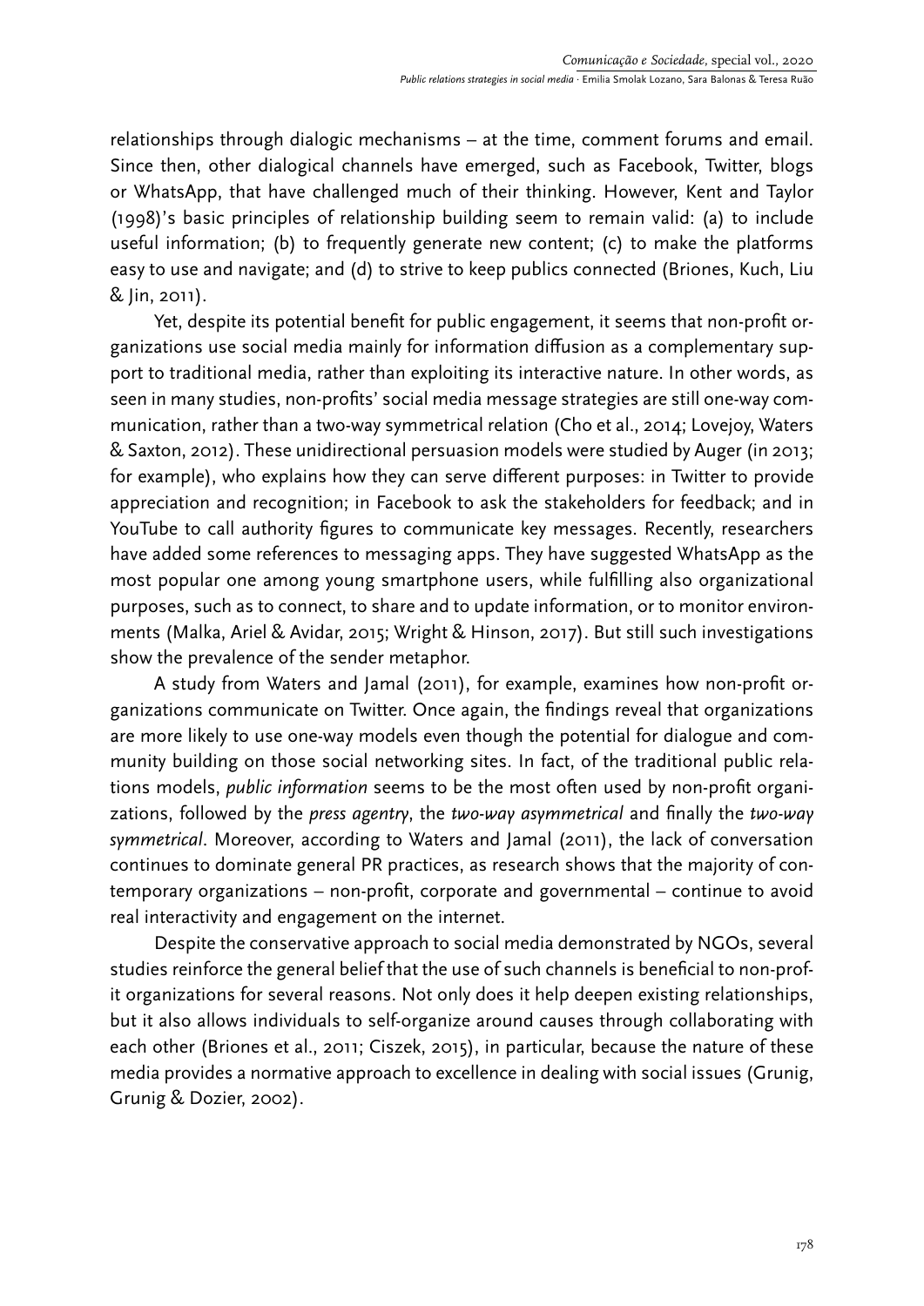relationships through dialogic mechanisms – at the time, comment forums and email. Since then, other dialogical channels have emerged, such as Facebook, Twitter, blogs or WhatsApp, that have challenged much of their thinking. However, Kent and Taylor (1998)'s basic principles of relationship building seem to remain valid: (a) to include useful information; (b) to frequently generate new content; (c) to make the platforms easy to use and navigate; and (d) to strive to keep publics connected (Briones, Kuch, Liu & Jin, 2011).

Yet, despite its potential benefit for public engagement, it seems that non-profit organizations use social media mainly for information diffusion as a complementary support to traditional media, rather than exploiting its interactive nature. In other words, as seen in many studies, non-profits' social media message strategies are still one-way communication, rather than a two-way symmetrical relation (Cho et al., 2014; Lovejoy, Waters & Saxton, 2012). These unidirectional persuasion models were studied by Auger (in 2013; for example), who explains how they can serve different purposes: in Twitter to provide appreciation and recognition; in Facebook to ask the stakeholders for feedback; and in YouTube to call authority figures to communicate key messages. Recently, researchers have added some references to messaging apps. They have suggested WhatsApp as the most popular one among young smartphone users, while fulfilling also organizational purposes, such as to connect, to share and to update information, or to monitor environments (Malka, Ariel & Avidar, 2015; Wright & Hinson, 2017). But still such investigations show the prevalence of the sender metaphor.

A study from Waters and Jamal (2011), for example, examines how non-profit organizations communicate on Twitter. Once again, the findings reveal that organizations are more likely to use one-way models even though the potential for dialogue and community building on those social networking sites. In fact, of the traditional public relations models, *public information* seems to be the most often used by non-profit organizations, followed by the *press agentry*, the *two-way asymmetrical* and finally the *two-way symmetrical*. Moreover, according to Waters and Jamal (2011), the lack of conversation continues to dominate general PR practices, as research shows that the majority of contemporary organizations – non-profit, corporate and governmental – continue to avoid real interactivity and engagement on the internet.

Despite the conservative approach to social media demonstrated by NGOs, several studies reinforce the general belief that the use of such channels is beneficial to non-profit organizations for several reasons. Not only does it help deepen existing relationships, but it also allows individuals to self-organize around causes through collaborating with each other (Briones et al., 2011; Ciszek, 2015), in particular, because the nature of these media provides a normative approach to excellence in dealing with social issues (Grunig, Grunig & Dozier, 2002).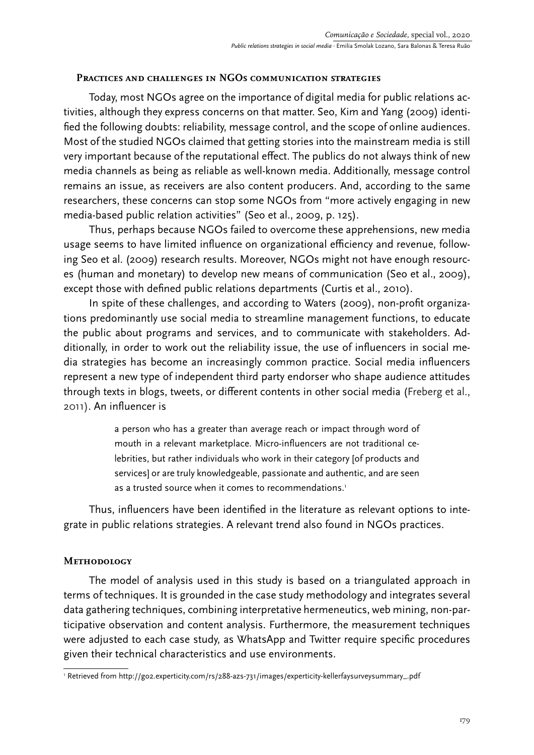## Practices and challenges in NGOs communication strategies

Today, most NGOs agree on the importance of digital media for public relations activities, although they express concerns on that matter. Seo, Kim and Yang (2009) identified the following doubts: reliability, message control, and the scope of online audiences. Most of the studied NGOs claimed that getting stories into the mainstream media is still very important because of the reputational effect. The publics do not always think of new media channels as being as reliable as well-known media. Additionally, message control remains an issue, as receivers are also content producers. And, according to the same researchers, these concerns can stop some NGOs from "more actively engaging in new media-based public relation activities" (Seo et al., 2009, p. 125).

Thus, perhaps because NGOs failed to overcome these apprehensions, new media usage seems to have limited influence on organizational efficiency and revenue, following Seo et al. (2009) research results. Moreover, NGOs might not have enough resources (human and monetary) to develop new means of communication (Seo et al., 2009), except those with defined public relations departments (Curtis et al., 2010).

In spite of these challenges, and according to Waters (2009), non-profit organizations predominantly use social media to streamline management functions, to educate the public about programs and services, and to communicate with stakeholders. Additionally, in order to work out the reliability issue, the use of influencers in social media strategies has become an increasingly common practice. Social media influencers represent a new type of independent third party endorser who shape audience attitudes through texts in blogs, tweets, or different contents in other social media (Freberg et al., 2011). An influencer is

> a person who has a greater than average reach or impact through word of mouth in a relevant marketplace. Micro-influencers are not traditional celebrities, but rather individuals who work in their category [of products and services] or are truly knowledgeable, passionate and authentic, and are seen as a trusted source when it comes to recommendations.[1]

Thus, influencers have been identified in the literature as relevant options to integrate in public relations strategies. A relevant trend also found in NGOs practices.

## Methodology

The model of analysis used in this study is based on a triangulated approach in terms of techniques. It is grounded in the case study methodology and integrates several data gathering techniques, combining interpretative hermeneutics, web mining, non-participative observation and content analysis. Furthermore, the measurement techniques were adjusted to each case study, as WhatsApp and Twitter require specific procedures given their technical characteristics and use environments.

[1] Retrieved from http://go2.experticity.com/rs/288-azs-731/images/experticity-kellerfaysurveysummary_.pdf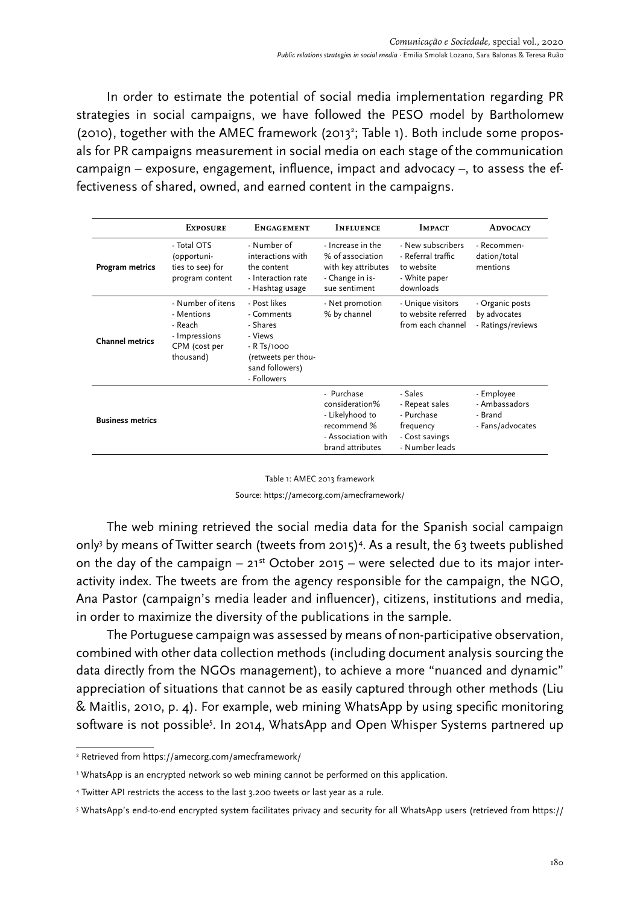In order to estimate the potential of social media implementation regarding PR strategies in social campaigns, we have followed the PESO model by Bartholomew (2010), together with the AMEC framework (2013[2]; Table 1). Both include some proposals for PR campaigns measurement in social media on each stage of the communication campaign – exposure, engagement, influence, impact and advocacy –, to assess the effectiveness of shared, owned, and earned content in the campaigns.

| | Exposure | Engagement | Influence | Impact | Advocacy |
|---|---|---|---|---|---|
| **Program metrics** | - Total OTS (opportunities to see) for program content | - Number of interactions with the content<br>- Interaction rate<br>- Hashtag usage | - Increase in the % of association with key attributes<br>- Change in issue sentiment | - New subscribers<br>- Referral traffic to website<br>- White paper downloads | - Recommendation/total mentions |
| **Channel metrics** | - Number of itens<br>- Mentions<br>- Reach<br>- Impressions<br>CPM (cost per thousand) | - Post likes<br>- Comments<br>- Shares<br>- Views<br>- R Ts/1000 (retweets per thousand followers)<br>- Followers | - Net promotion % by channel | - Unique visitors to website referred from each channel | - Organic posts by advocates<br>- Ratings/reviews |
| **Business metrics** | | | - Purchase consideration%<br>- Likelyhood to recommend %<br>- Association with brand attributes | - Sales<br>- Repeat sales<br>- Purchase frequency<br>- Cost savings<br>- Number leads | - Employee<br>- Ambassadors<br>- Brand<br>- Fans/advocates |

Table 1: AMEC 2013 framework

Source: https://amecorg.com/amecframework/

The web mining retrieved the social media data for the Spanish social campaign only[3] by means of Twitter search (tweets from 2015)[4]. As a result, the 63 tweets published on the day of the campaign – 21st October 2015 – were selected due to its major interactivity index. The tweets are from the agency responsible for the campaign, the NGO, Ana Pastor (campaign's media leader and influencer), citizens, institutions and media, in order to maximize the diversity of the publications in the sample.

The Portuguese campaign was assessed by means of non-participative observation, combined with other data collection methods (including document analysis sourcing the data directly from the NGOs management), to achieve a more "nuanced and dynamic" appreciation of situations that cannot be as easily captured through other methods (Liu & Maitlis, 2010, p. 4). For example, web mining WhatsApp by using specific monitoring software is not possible[5]. In 2014, WhatsApp and Open Whisper Systems partnered up

---

[2] Retrieved from https://amecorg.com/amecframework/

[3] WhatsApp is an encrypted network so web mining cannot be performed on this application.

[4] Twitter API restricts the access to the last 3.200 tweets or last year as a rule.

[5] WhatsApp's end-to-end encrypted system facilitates privacy and security for all WhatsApp users (retrieved from https://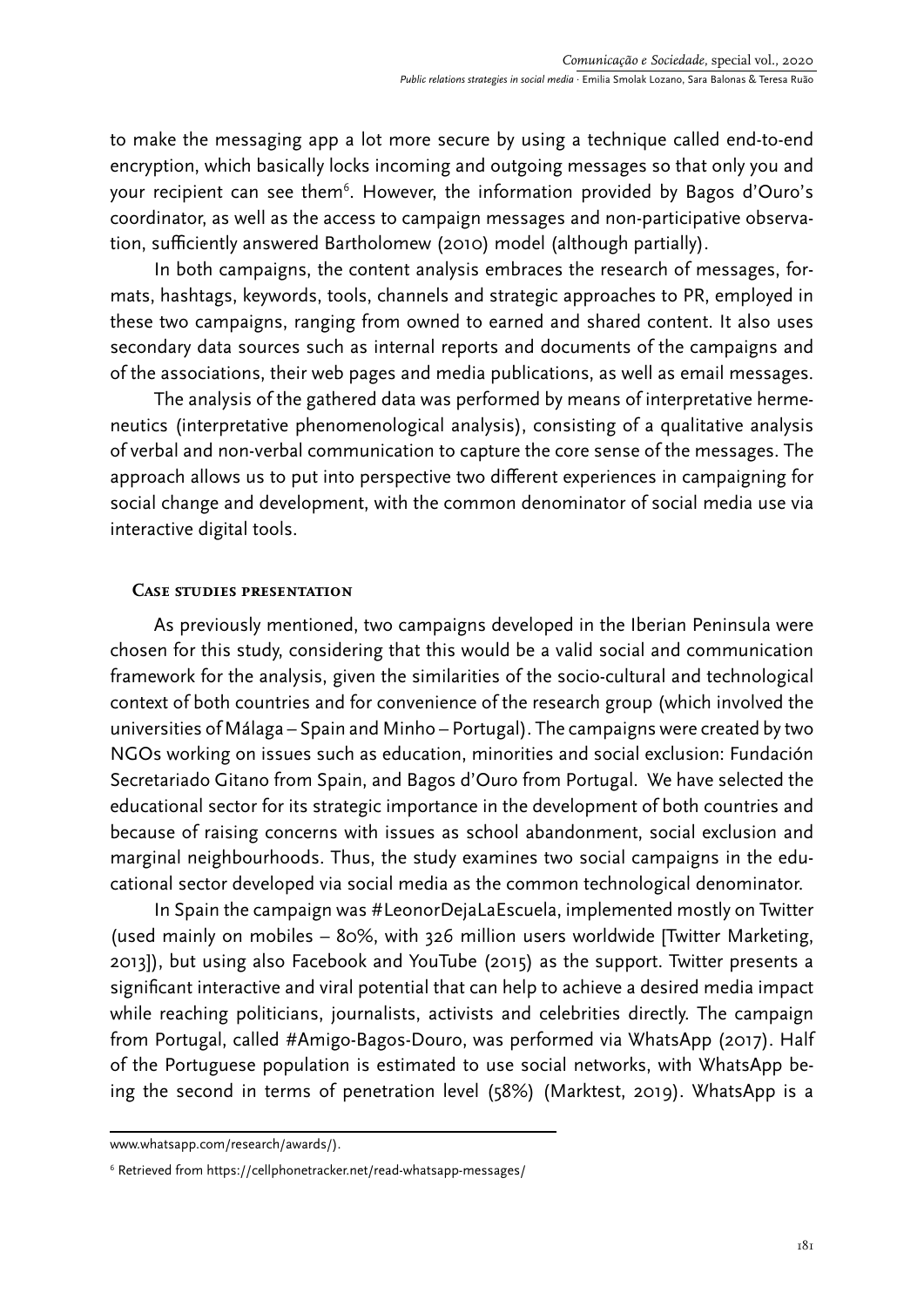to make the messaging app a lot more secure by using a technique called end-to-end encryption, which basically locks incoming and outgoing messages so that only you and your recipient can see them[6]. However, the information provided by Bagos d'Ouro's coordinator, as well as the access to campaign messages and non-participative observation, sufficiently answered Bartholomew (2010) model (although partially).

In both campaigns, the content analysis embraces the research of messages, formats, hashtags, keywords, tools, channels and strategic approaches to PR, employed in these two campaigns, ranging from owned to earned and shared content. It also uses secondary data sources such as internal reports and documents of the campaigns and of the associations, their web pages and media publications, as well as email messages.

The analysis of the gathered data was performed by means of interpretative hermeneutics (interpretative phenomenological analysis), consisting of a qualitative analysis of verbal and non-verbal communication to capture the core sense of the messages. The approach allows us to put into perspective two different experiences in campaigning for social change and development, with the common denominator of social media use via interactive digital tools.

## Case studies presentation

As previously mentioned, two campaigns developed in the Iberian Peninsula were chosen for this study, considering that this would be a valid social and communication framework for the analysis, given the similarities of the socio-cultural and technological context of both countries and for convenience of the research group (which involved the universities of Málaga – Spain and Minho – Portugal). The campaigns were created by two NGOs working on issues such as education, minorities and social exclusion: Fundación Secretariado Gitano from Spain, and Bagos d'Ouro from Portugal. We have selected the educational sector for its strategic importance in the development of both countries and because of raising concerns with issues as school abandonment, social exclusion and marginal neighbourhoods. Thus, the study examines two social campaigns in the educational sector developed via social media as the common technological denominator.

In Spain the campaign was #LeonorDejaLaEscuela, implemented mostly on Twitter (used mainly on mobiles – 80%, with 326 million users worldwide [Twitter Marketing, 2013]), but using also Facebook and YouTube (2015) as the support. Twitter presents a significant interactive and viral potential that can help to achieve a desired media impact while reaching politicians, journalists, activists and celebrities directly. The campaign from Portugal, called #Amigo-Bagos-Douro, was performed via WhatsApp (2017). Half of the Portuguese population is estimated to use social networks, with WhatsApp being the second in terms of penetration level (58%) (Marktest, 2019). WhatsApp is a

---

www.whatsapp.com/research/awards/).

[6] Retrieved from https://cellphonetracker.net/read-whatsapp-messages/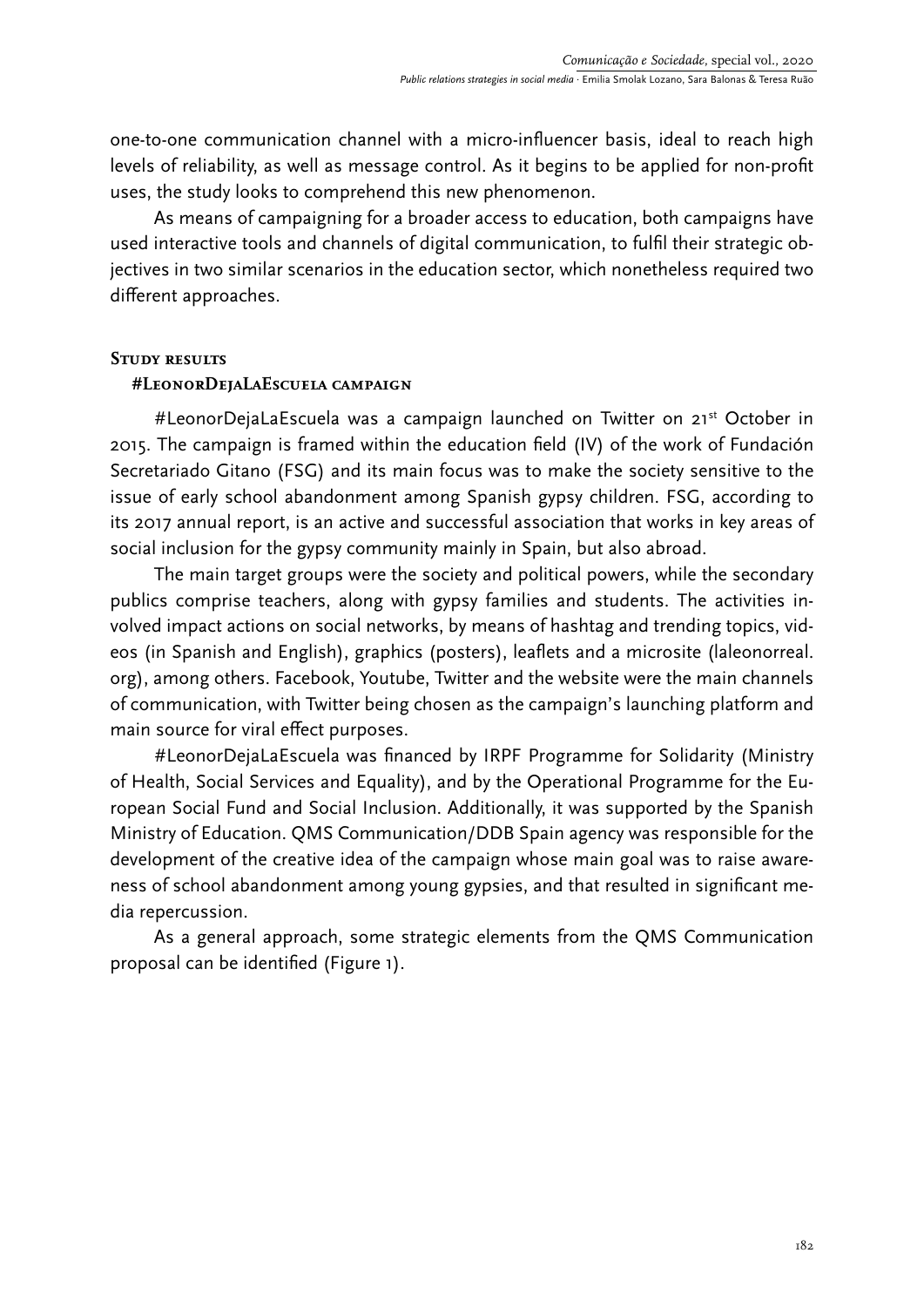one-to-one communication channel with a micro-influencer basis, ideal to reach high levels of reliability, as well as message control. As it begins to be applied for non-profit uses, the study looks to comprehend this new phenomenon.

As means of campaigning for a broader access to education, both campaigns have used interactive tools and channels of digital communication, to fulfil their strategic objectives in two similar scenarios in the education sector, which nonetheless required two different approaches.

## Study results

### #LeonorDejaLaEscuela campaign

#LeonorDejaLaEscuela was a campaign launched on Twitter on 21st October in 2015. The campaign is framed within the education field (IV) of the work of Fundación Secretariado Gitano (FSG) and its main focus was to make the society sensitive to the issue of early school abandonment among Spanish gypsy children. FSG, according to its 2017 annual report, is an active and successful association that works in key areas of social inclusion for the gypsy community mainly in Spain, but also abroad.

The main target groups were the society and political powers, while the secondary publics comprise teachers, along with gypsy families and students. The activities involved impact actions on social networks, by means of hashtag and trending topics, videos (in Spanish and English), graphics (posters), leaflets and a microsite (laleonorreal.org), among others. Facebook, Youtube, Twitter and the website were the main channels of communication, with Twitter being chosen as the campaign's launching platform and main source for viral effect purposes.

#LeonorDejaLaEscuela was financed by IRPF Programme for Solidarity (Ministry of Health, Social Services and Equality), and by the Operational Programme for the European Social Fund and Social Inclusion. Additionally, it was supported by the Spanish Ministry of Education. QMS Communication/DDB Spain agency was responsible for the development of the creative idea of the campaign whose main goal was to raise awareness of school abandonment among young gypsies, and that resulted in significant media repercussion.

As a general approach, some strategic elements from the QMS Communication proposal can be identified (Figure 1).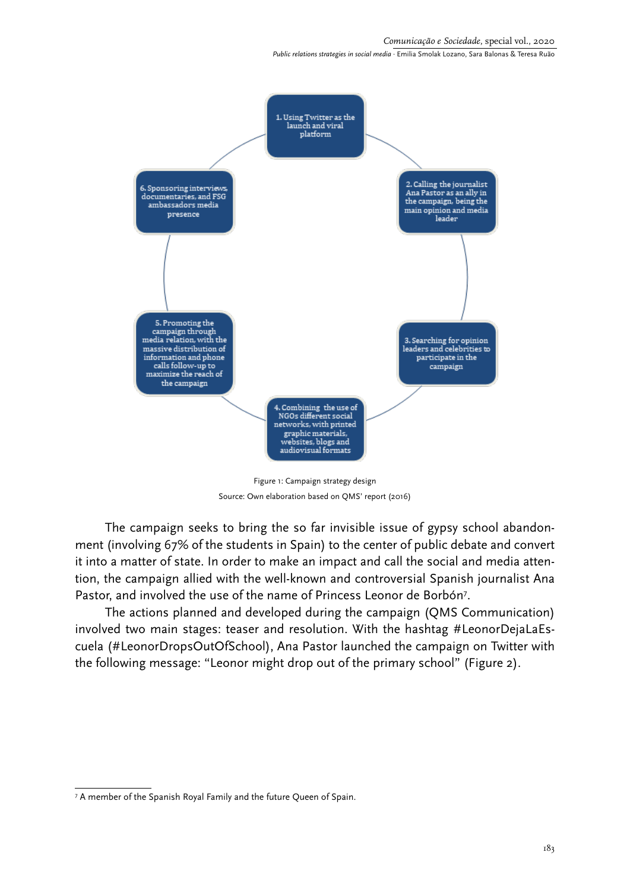1. Using Twitter as the launch and viral platform

2. Calling the journalist Ana Pastor as an ally in the campaign, being the main opinion and media leader

3. Searching for opinion leaders and celebrities to participate in the campaign

4. Combining the use of NGOs different social networks, with printed graphic materials, websites, blogs and audiovisual formats

5. Promoting the campaign through media relation, with the massive distribution of information and phone calls follow-up to maximize the reach of the campaign

6. Sponsoring interviews, documentaries, and FSG ambassadors media presence

Figure 1: Campaign strategy design

Source: Own elaboration based on QMS' report (2016)

The campaign seeks to bring the so far invisible issue of gypsy school abandonment (involving 67% of the students in Spain) to the center of public debate and convert it into a matter of state. In order to make an impact and call the social and media attention, the campaign allied with the well-known and controversial Spanish journalist Ana Pastor, and involved the use of the name of Princess Leonor de Borbón[7].

The actions planned and developed during the campaign (QMS Communication) involved two main stages: teaser and resolution. With the hashtag #LeonorDejaLaEscuela (#LeonorDropsOutOfSchool), Ana Pastor launched the campaign on Twitter with the following message: "Leonor might drop out of the primary school" (Figure 2).

[7] A member of the Spanish Royal Family and the future Queen of Spain.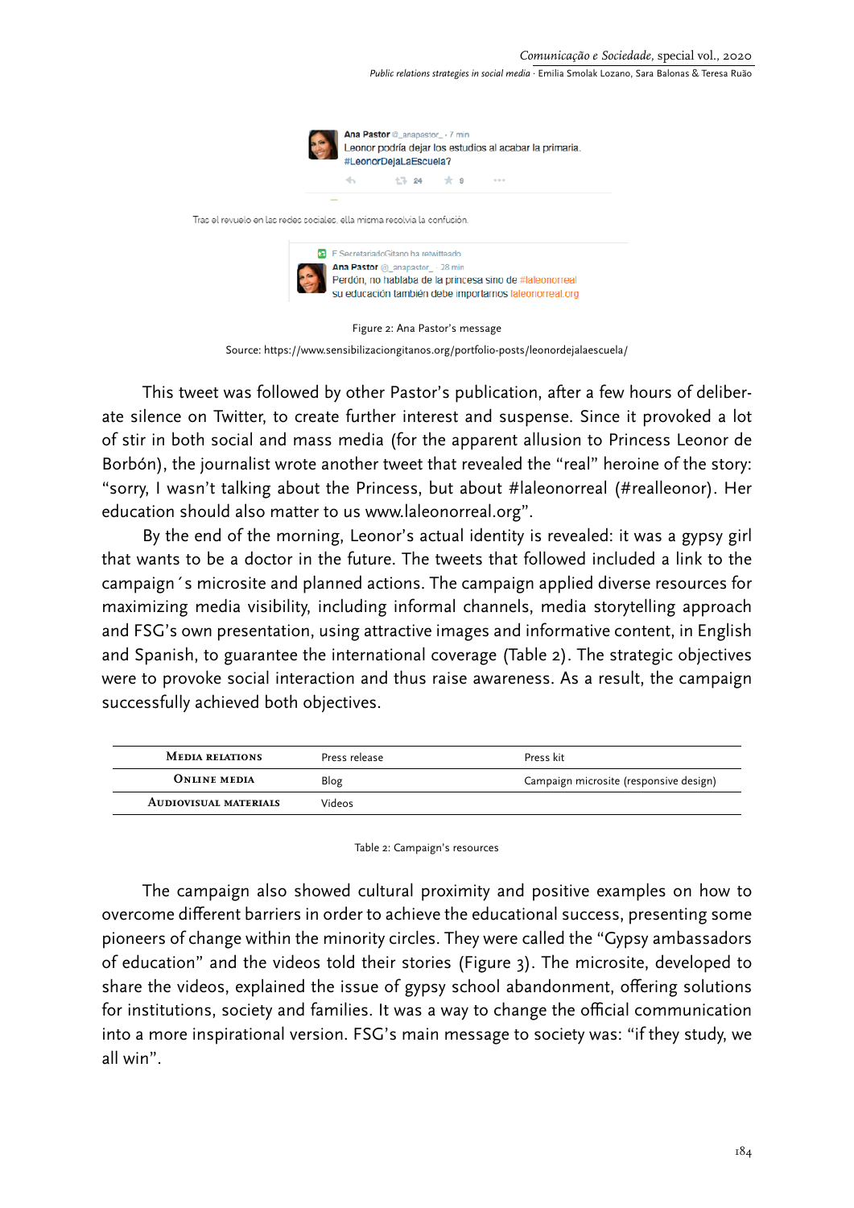Ana Pastor @_anapastor_ · 7 min
Leonor podría dejar los estudios al acabar la primaria.
#LeonorDejaLaEscuela?

Tras el revuelo en las redes sociales, ella misma resolvía la confusión.

F SecretariadoGitano ha retwitteado
Ana Pastor @_anapastor_ · 28 min
Perdón, no hablaba de la princesa sino de #laleonorreal
su educación también debe importarnos laleonorreal.org

Figure 2: Ana Pastor's message

Source: https://www.sensibilizaciongitanos.org/portfolio-posts/leonordejalaescuela/

This tweet was followed by other Pastor's publication, after a few hours of deliberate silence on Twitter, to create further interest and suspense. Since it provoked a lot of stir in both social and mass media (for the apparent allusion to Princess Leonor de Borbón), the journalist wrote another tweet that revealed the "real" heroine of the story: "sorry, I wasn't talking about the Princess, but about #laleonorreal (#realleonor). Her education should also matter to us www.laleonorreal.org".

By the end of the morning, Leonor's actual identity is revealed: it was a gypsy girl that wants to be a doctor in the future. The tweets that followed included a link to the campaign´s microsite and planned actions. The campaign applied diverse resources for maximizing media visibility, including informal channels, media storytelling approach and FSG's own presentation, using attractive images and informative content, in English and Spanish, to guarantee the international coverage (Table 2). The strategic objectives were to provoke social interaction and thus raise awareness. As a result, the campaign successfully achieved both objectives.

| | | |
|---|---|---|
| **Media relations** | Press release | Press kit |
| **Online media** | Blog | Campaign microsite (responsive design) |
| **Audiovisual materials** | Videos | |

Table 2: Campaign's resources

The campaign also showed cultural proximity and positive examples on how to overcome different barriers in order to achieve the educational success, presenting some pioneers of change within the minority circles. They were called the "Gypsy ambassadors of education" and the videos told their stories (Figure 3). The microsite, developed to share the videos, explained the issue of gypsy school abandonment, offering solutions for institutions, society and families. It was a way to change the official communication into a more inspirational version. FSG's main message to society was: "if they study, we all win".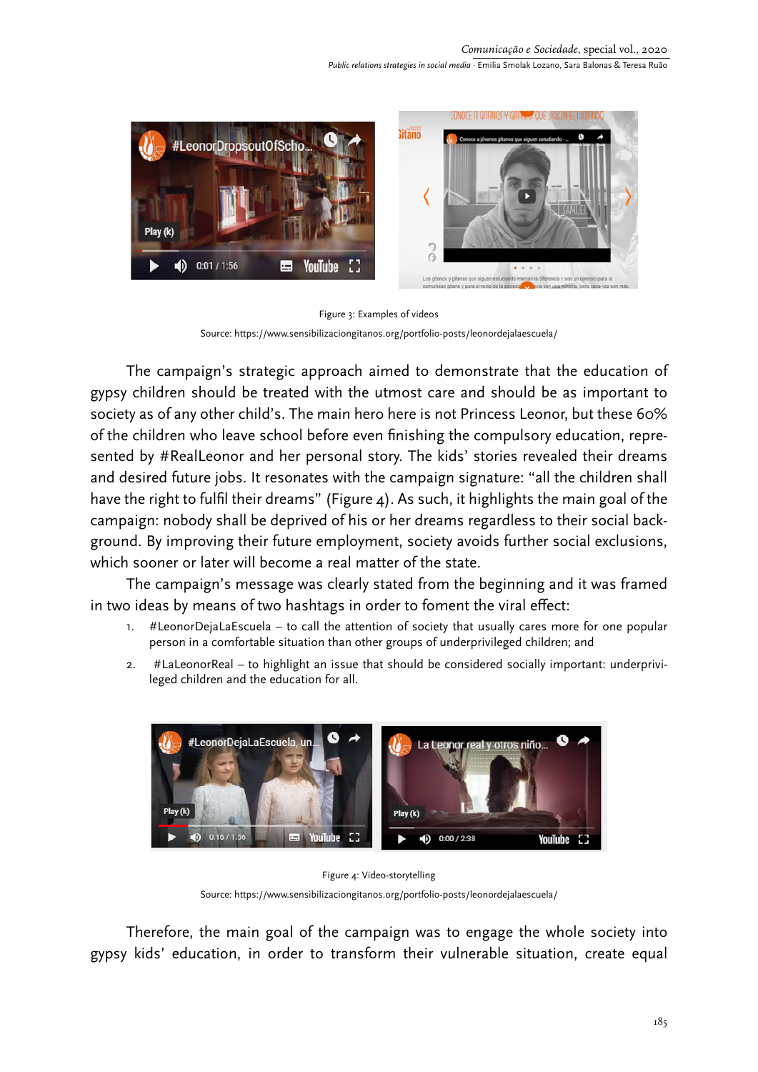Figure 3: Examples of videos

Source: https://www.sensibilizaciongitanos.org/portfolio-posts/leonordejalaescuela/

The campaign's strategic approach aimed to demonstrate that the education of gypsy children should be treated with the utmost care and should be as important to society as of any other child's. The main hero here is not Princess Leonor, but these 60% of the children who leave school before even finishing the compulsory education, represented by #RealLeonor and her personal story. The kids' stories revealed their dreams and desired future jobs. It resonates with the campaign signature: "all the children shall have the right to fulfil their dreams" (Figure 4). As such, it highlights the main goal of the campaign: nobody shall be deprived of his or her dreams regardless to their social background. By improving their future employment, society avoids further social exclusions, which sooner or later will become a real matter of the state.

The campaign's message was clearly stated from the beginning and it was framed in two ideas by means of two hashtags in order to foment the viral effect:

1. #LeonorDejaLaEscuela – to call the attention of society that usually cares more for one popular person in a comfortable situation than other groups of underprivileged children; and
2. #LaLeonorReal – to highlight an issue that should be considered socially important: underprivileged children and the education for all.

Figure 4: Video-storytelling

Source: https://www.sensibilizaciongitanos.org/portfolio-posts/leonordejalaescuela/

Therefore, the main goal of the campaign was to engage the whole society into gypsy kids' education, in order to transform their vulnerable situation, create equal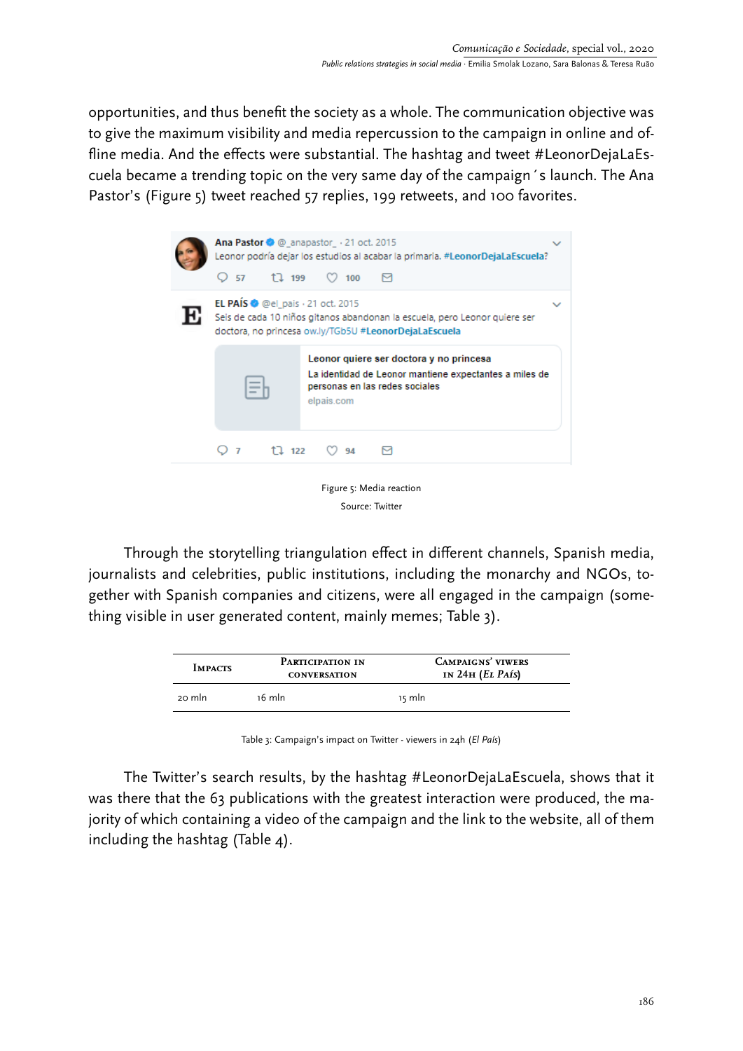opportunities, and thus benefit the society as a whole. The communication objective was to give the maximum visibility and media repercussion to the campaign in online and offline media. And the effects were substantial. The hashtag and tweet #LeonorDejaLaEscuela became a trending topic on the very same day of the campaign´s launch. The Ana Pastor's (Figure 5) tweet reached 57 replies, 199 retweets, and 100 favorites.

Figure 5: Media reaction

Source: Twitter

Through the storytelling triangulation effect in different channels, Spanish media, journalists and celebrities, public institutions, including the monarchy and NGOs, together with Spanish companies and citizens, were all engaged in the campaign (something visible in user generated content, mainly memes; Table 3).

| Impacts | Participation in conversation | Campaigns' viwers in 24h (*El País*) |
|---|---|---|
| 20 mln | 16 mln | 15 mln |

Table 3: Campaign's impact on Twitter - viewers in 24h (*El País*)

The Twitter's search results, by the hashtag #LeonorDejaLaEscuela, shows that it was there that the 63 publications with the greatest interaction were produced, the majority of which containing a video of the campaign and the link to the website, all of them including the hashtag (Table 4).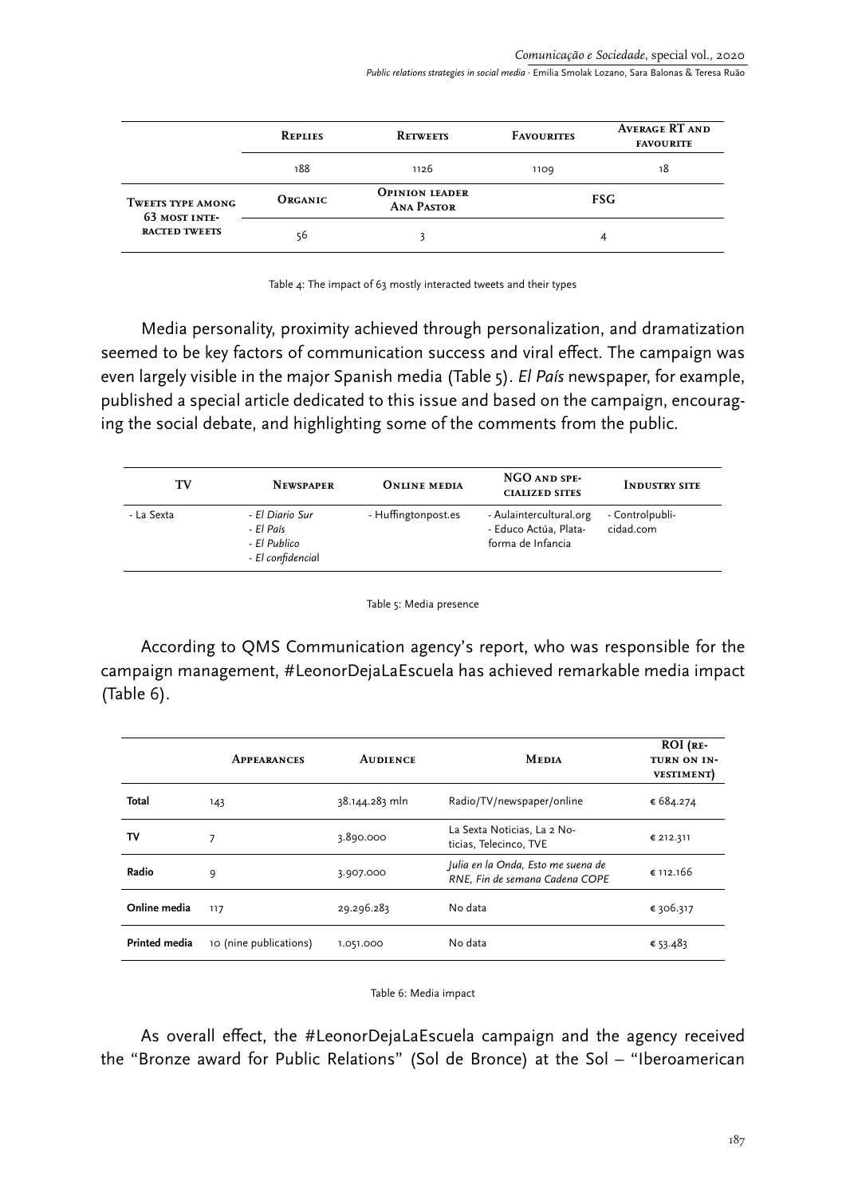| | Replies | Retweets | Favourites | Average RT and favourite |
|---|---|---|---|---|
| | 188 | 1126 | 1109 | 18 |
| Tweets type among 63 most interacted tweets | Organic | Opinion leader Ana Pastor | FSG | |
| | 56 | 3 | 4 | |

Table 4: The impact of 63 mostly interacted tweets and their types

Media personality, proximity achieved through personalization, and dramatization seemed to be key factors of communication success and viral effect. The campaign was even largely visible in the major Spanish media (Table 5). *El País* newspaper, for example, published a special article dedicated to this issue and based on the campaign, encouraging the social debate, and highlighting some of the comments from the public.

| TV | Newspaper | Online media | NGO and specialized sites | Industry site |
|---|---|---|---|---|
| - La Sexta | - *El Diario Sur*<br>- *El País*<br>- *El Publico*<br>- *El confidencial* | - Huffingtonpost.es | - Aulaintercultural.org<br>- Educo Actúa, Plataforma de Infancia | - Controlpublicidad.com |

Table 5: Media presence

According to QMS Communication agency's report, who was responsible for the campaign management, #LeonorDejaLaEscuela has achieved remarkable media impact (Table 6).

| | Appearances | Audience | Media | ROI (return on investiment) |
|---|---|---|---|---|
| **Total** | 143 | 38.144.283 mln | Radio/TV/newspaper/online | € 684.274 |
| **TV** | 7 | 3.890.000 | La Sexta Noticias, La 2 Noticias, Telecinco, TVE | € 212.311 |
| **Radio** | 9 | 3.907.000 | *Julia en la Onda, Esto me suena de RNE, Fin de semana Cadena COPE* | € 112.166 |
| **Online media** | 117 | 29.296.283 | No data | € 306.317 |
| **Printed media** | 10 (nine publications) | 1.051.000 | No data | € 53.483 |

Table 6: Media impact

As overall effect, the #LeonorDejaLaEscuela campaign and the agency received the "Bronze award for Public Relations" (Sol de Bronce) at the Sol – "Iberoamerican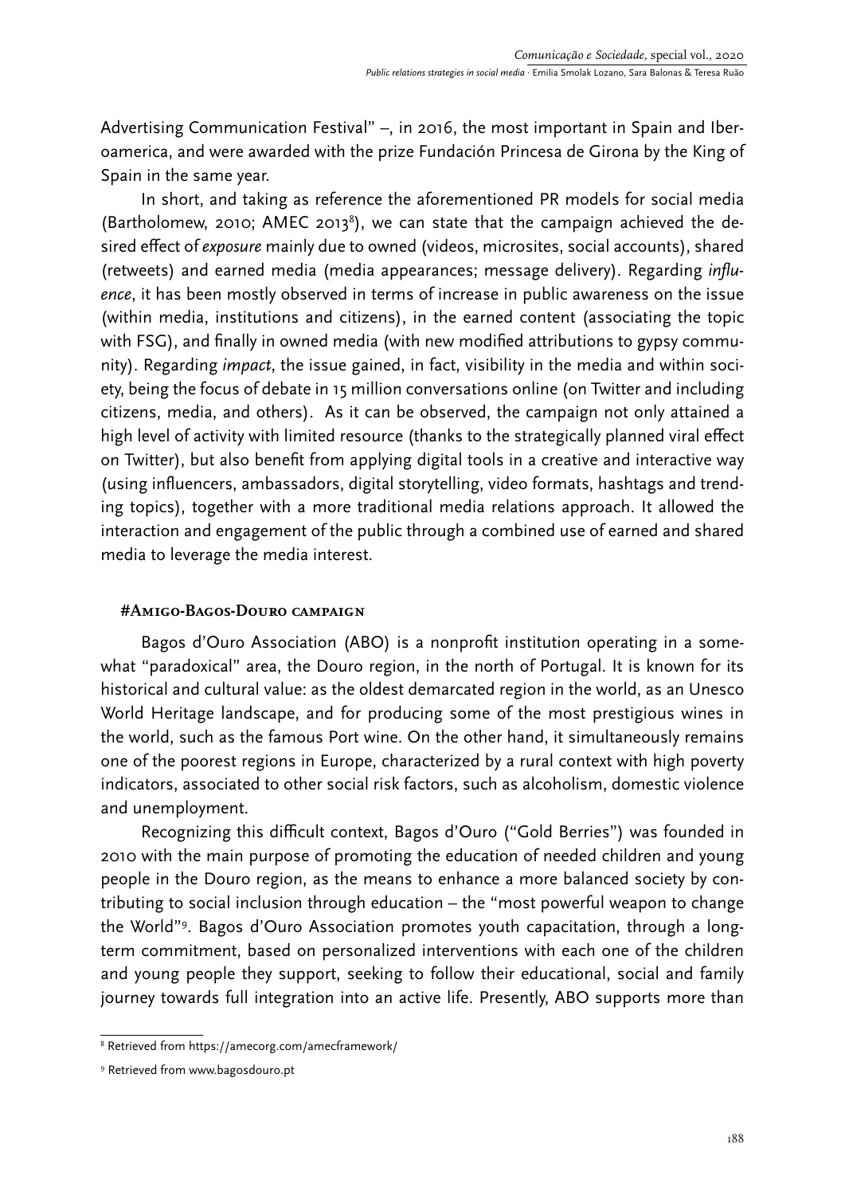Advertising Communication Festival" –, in 2016, the most important in Spain and Iberoamerica, and were awarded with the prize Fundación Princesa de Girona by the King of Spain in the same year.

In short, and taking as reference the aforementioned PR models for social media (Bartholomew, 2010; AMEC 2013[8]), we can state that the campaign achieved the desired effect of *exposure* mainly due to owned (videos, microsites, social accounts), shared (retweets) and earned media (media appearances; message delivery). Regarding *influence*, it has been mostly observed in terms of increase in public awareness on the issue (within media, institutions and citizens), in the earned content (associating the topic with FSG), and finally in owned media (with new modified attributions to gypsy community). Regarding *impact*, the issue gained, in fact, visibility in the media and within society, being the focus of debate in 15 million conversations online (on Twitter and including citizens, media, and others). As it can be observed, the campaign not only attained a high level of activity with limited resource (thanks to the strategically planned viral effect on Twitter), but also benefit from applying digital tools in a creative and interactive way (using influencers, ambassadors, digital storytelling, video formats, hashtags and trending topics), together with a more traditional media relations approach. It allowed the interaction and engagement of the public through a combined use of earned and shared media to leverage the media interest.

#### #Amigo-Bagos-Douro campaign

Bagos d'Ouro Association (ABO) is a nonprofit institution operating in a somewhat "paradoxical" area, the Douro region, in the north of Portugal. It is known for its historical and cultural value: as the oldest demarcated region in the world, as an Unesco World Heritage landscape, and for producing some of the most prestigious wines in the world, such as the famous Port wine. On the other hand, it simultaneously remains one of the poorest regions in Europe, characterized by a rural context with high poverty indicators, associated to other social risk factors, such as alcoholism, domestic violence and unemployment.

Recognizing this difficult context, Bagos d'Ouro ("Gold Berries") was founded in 2010 with the main purpose of promoting the education of needed children and young people in the Douro region, as the means to enhance a more balanced society by contributing to social inclusion through education – the "most powerful weapon to change the World"[9]. Bagos d'Ouro Association promotes youth capacitation, through a long-term commitment, based on personalized interventions with each one of the children and young people they support, seeking to follow their educational, social and family journey towards full integration into an active life. Presently, ABO supports more than

---

[8] Retrieved from https://amecorg.com/amecframework/

[9] Retrieved from www.bagosdouro.pt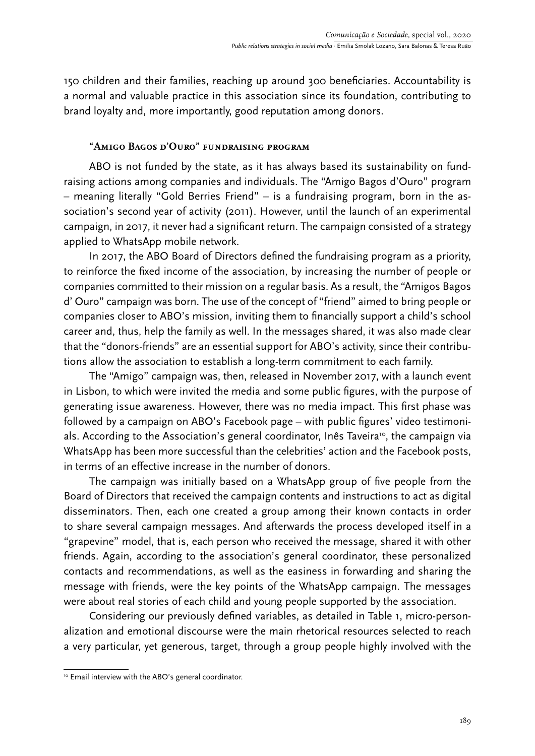150 children and their families, reaching up around 300 beneficiaries. Accountability is a normal and valuable practice in this association since its foundation, contributing to brand loyalty and, more importantly, good reputation among donors.

### "Amigo Bagos d'Ouro" fundraising program

ABO is not funded by the state, as it has always based its sustainability on fundraising actions among companies and individuals. The "Amigo Bagos d'Ouro" program – meaning literally "Gold Berries Friend" – is a fundraising program, born in the association's second year of activity (2011). However, until the launch of an experimental campaign, in 2017, it never had a significant return. The campaign consisted of a strategy applied to WhatsApp mobile network.

In 2017, the ABO Board of Directors defined the fundraising program as a priority, to reinforce the fixed income of the association, by increasing the number of people or companies committed to their mission on a regular basis. As a result, the "Amigos Bagos d' Ouro" campaign was born. The use of the concept of "friend" aimed to bring people or companies closer to ABO's mission, inviting them to financially support a child's school career and, thus, help the family as well. In the messages shared, it was also made clear that the "donors-friends" are an essential support for ABO's activity, since their contributions allow the association to establish a long-term commitment to each family.

The "Amigo" campaign was, then, released in November 2017, with a launch event in Lisbon, to which were invited the media and some public figures, with the purpose of generating issue awareness. However, there was no media impact. This first phase was followed by a campaign on ABO's Facebook page – with public figures' video testimonials. According to the Association's general coordinator, Inês Taveira[10], the campaign via WhatsApp has been more successful than the celebrities' action and the Facebook posts, in terms of an effective increase in the number of donors.

The campaign was initially based on a WhatsApp group of five people from the Board of Directors that received the campaign contents and instructions to act as digital disseminators. Then, each one created a group among their known contacts in order to share several campaign messages. And afterwards the process developed itself in a "grapevine" model, that is, each person who received the message, shared it with other friends. Again, according to the association's general coordinator, these personalized contacts and recommendations, as well as the easiness in forwarding and sharing the message with friends, were the key points of the WhatsApp campaign. The messages were about real stories of each child and young people supported by the association.

Considering our previously defined variables, as detailed in Table 1, micro-personalization and emotional discourse were the main rhetorical resources selected to reach a very particular, yet generous, target, through a group people highly involved with the

[10] Email interview with the ABO's general coordinator.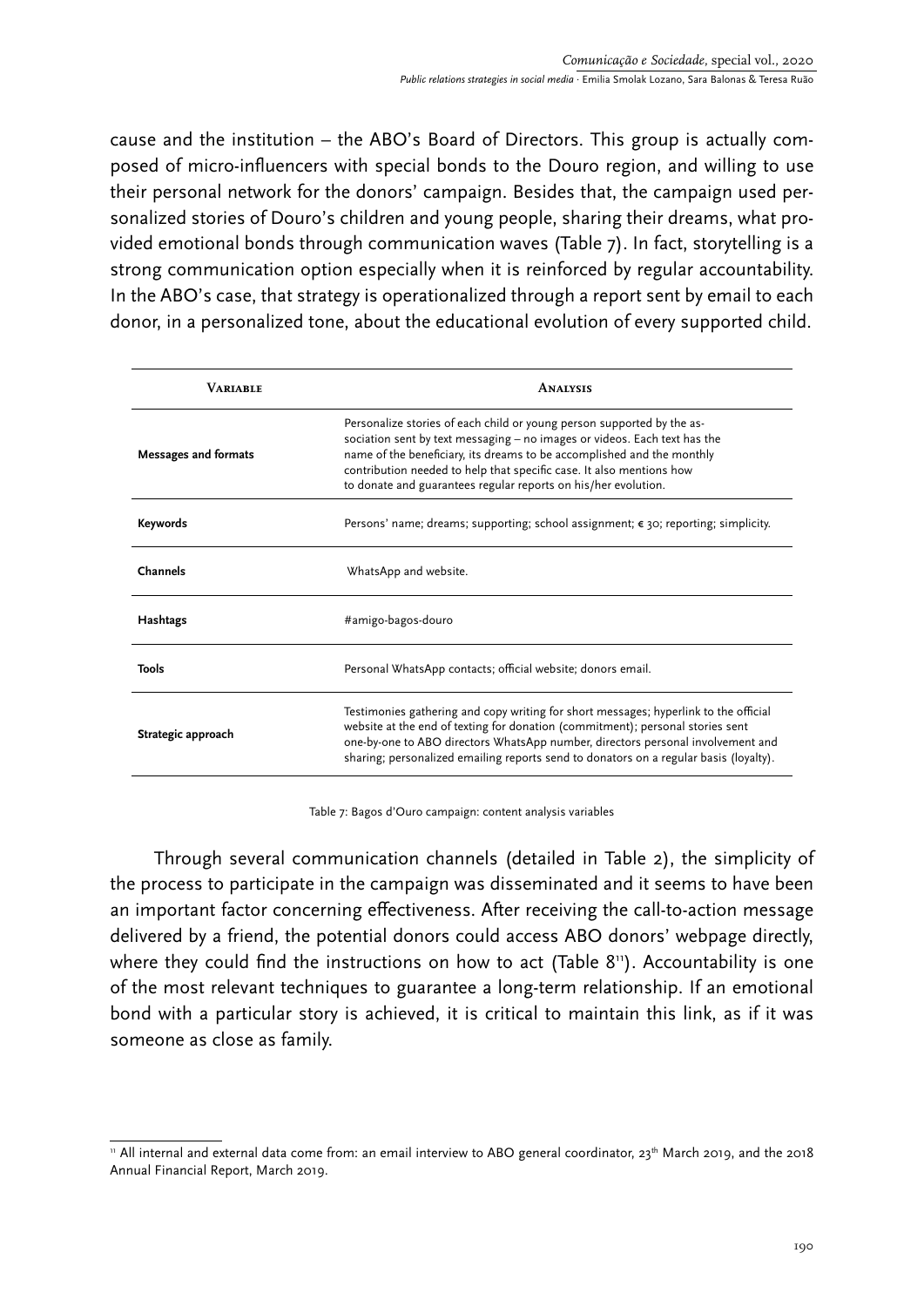cause and the institution – the ABO's Board of Directors. This group is actually composed of micro-influencers with special bonds to the Douro region, and willing to use their personal network for the donors' campaign. Besides that, the campaign used personalized stories of Douro's children and young people, sharing their dreams, what provided emotional bonds through communication waves (Table 7). In fact, storytelling is a strong communication option especially when it is reinforced by regular accountability. In the ABO's case, that strategy is operationalized through a report sent by email to each donor, in a personalized tone, about the educational evolution of every supported child.

| Variable | Analysis |
|---|---|
| **Messages and formats** | Personalize stories of each child or young person supported by the association sent by text messaging – no images or videos. Each text has the name of the beneficiary, its dreams to be accomplished and the monthly contribution needed to help that specific case. It also mentions how to donate and guarantees regular reports on his/her evolution. |
| **Keywords** | Persons' name; dreams; supporting; school assignment; € 30; reporting; simplicity. |
| **Channels** | WhatsApp and website. |
| **Hashtags** | #amigo-bagos-douro |
| **Tools** | Personal WhatsApp contacts; official website; donors email. |
| **Strategic approach** | Testimonies gathering and copy writing for short messages; hyperlink to the official website at the end of texting for donation (commitment); personal stories sent one-by-one to ABO directors WhatsApp number, directors personal involvement and sharing; personalized emailing reports send to donators on a regular basis (loyalty). |

Table 7: Bagos d'Ouro campaign: content analysis variables

Through several communication channels (detailed in Table 2), the simplicity of the process to participate in the campaign was disseminated and it seems to have been an important factor concerning effectiveness. After receiving the call-to-action message delivered by a friend, the potential donors could access ABO donors' webpage directly, where they could find the instructions on how to act (Table 8[11]). Accountability is one of the most relevant techniques to guarantee a long-term relationship. If an emotional bond with a particular story is achieved, it is critical to maintain this link, as if it was someone as close as family.

[11] All internal and external data come from: an email interview to ABO general coordinator, 23th March 2019, and the 2018 Annual Financial Report, March 2019.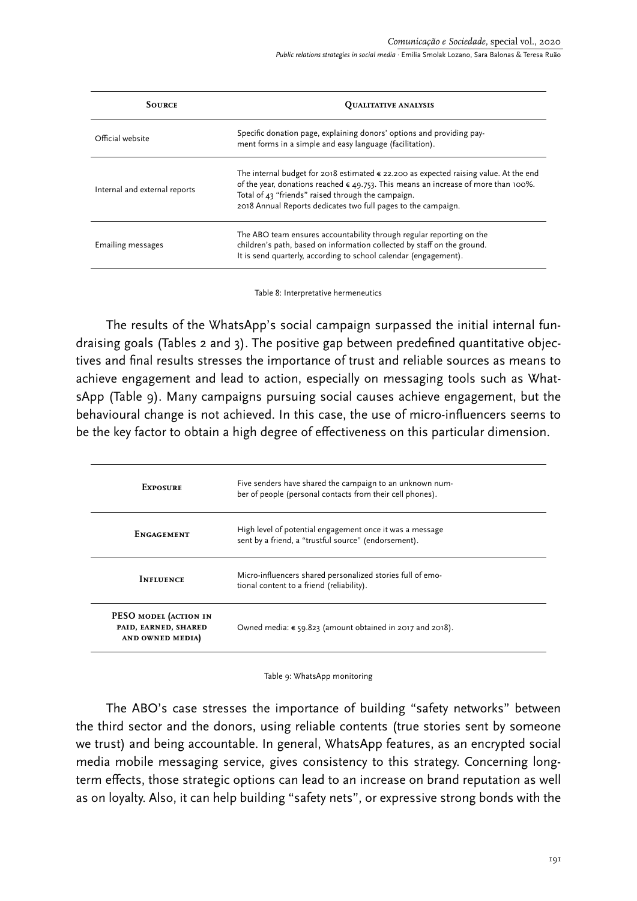| Source | Qualitative analysis |
|---|---|
| Official website | Specific donation page, explaining donors' options and providing payment forms in a simple and easy language (facilitation). |
| Internal and external reports | The internal budget for 2018 estimated € 22.200 as expected raising value. At the end of the year, donations reached € 49.753. This means an increase of more than 100%. Total of 43 "friends" raised through the campaign. 2018 Annual Reports dedicates two full pages to the campaign. |
| Emailing messages | The ABO team ensures accountability through regular reporting on the children's path, based on information collected by staff on the ground. It is send quarterly, according to school calendar (engagement). |

Table 8: Interpretative hermeneutics

The results of the WhatsApp's social campaign surpassed the initial internal fundraising goals (Tables 2 and 3). The positive gap between predefined quantitative objectives and final results stresses the importance of trust and reliable sources as means to achieve engagement and lead to action, especially on messaging tools such as WhatsApp (Table 9). Many campaigns pursuing social causes achieve engagement, but the behavioural change is not achieved. In this case, the use of micro-influencers seems to be the key factor to obtain a high degree of effectiveness on this particular dimension.

| | |
|---|---|
| Exposure | Five senders have shared the campaign to an unknown number of people (personal contacts from their cell phones). |
| Engagement | High level of potential engagement once it was a message sent by a friend, a "trustful source" (endorsement). |
| Influence | Micro-influencers shared personalized stories full of emotional content to a friend (reliability). |
| PESO model (action in paid, earned, shared and owned media) | Owned media: € 59.823 (amount obtained in 2017 and 2018). |

Table 9: WhatsApp monitoring

The ABO's case stresses the importance of building "safety networks" between the third sector and the donors, using reliable contents (true stories sent by someone we trust) and being accountable. In general, WhatsApp features, as an encrypted social media mobile messaging service, gives consistency to this strategy. Concerning long-term effects, those strategic options can lead to an increase on brand reputation as well as on loyalty. Also, it can help building "safety nets", or expressive strong bonds with the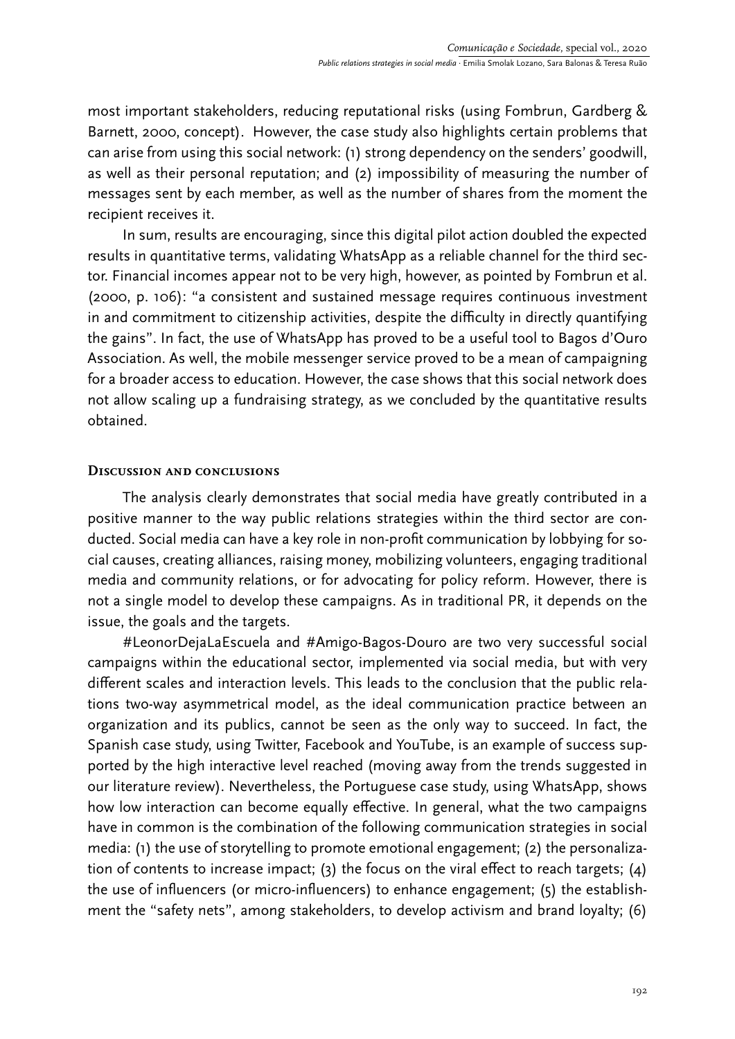most important stakeholders, reducing reputational risks (using Fombrun, Gardberg & Barnett, 2000, concept). However, the case study also highlights certain problems that can arise from using this social network: (1) strong dependency on the senders' goodwill, as well as their personal reputation; and (2) impossibility of measuring the number of messages sent by each member, as well as the number of shares from the moment the recipient receives it.

In sum, results are encouraging, since this digital pilot action doubled the expected results in quantitative terms, validating WhatsApp as a reliable channel for the third sector. Financial incomes appear not to be very high, however, as pointed by Fombrun et al. (2000, p. 106): "a consistent and sustained message requires continuous investment in and commitment to citizenship activities, despite the difficulty in directly quantifying the gains". In fact, the use of WhatsApp has proved to be a useful tool to Bagos d'Ouro Association. As well, the mobile messenger service proved to be a mean of campaigning for a broader access to education. However, the case shows that this social network does not allow scaling up a fundraising strategy, as we concluded by the quantitative results obtained.

## Discussion and conclusions

The analysis clearly demonstrates that social media have greatly contributed in a positive manner to the way public relations strategies within the third sector are conducted. Social media can have a key role in non-profit communication by lobbying for social causes, creating alliances, raising money, mobilizing volunteers, engaging traditional media and community relations, or for advocating for policy reform. However, there is not a single model to develop these campaigns. As in traditional PR, it depends on the issue, the goals and the targets.

#LeonorDejaLaEscuela and #Amigo-Bagos-Douro are two very successful social campaigns within the educational sector, implemented via social media, but with very different scales and interaction levels. This leads to the conclusion that the public relations two-way asymmetrical model, as the ideal communication practice between an organization and its publics, cannot be seen as the only way to succeed. In fact, the Spanish case study, using Twitter, Facebook and YouTube, is an example of success supported by the high interactive level reached (moving away from the trends suggested in our literature review). Nevertheless, the Portuguese case study, using WhatsApp, shows how low interaction can become equally effective. In general, what the two campaigns have in common is the combination of the following communication strategies in social media: (1) the use of storytelling to promote emotional engagement; (2) the personalization of contents to increase impact; (3) the focus on the viral effect to reach targets; (4) the use of influencers (or micro-influencers) to enhance engagement; (5) the establishment the "safety nets", among stakeholders, to develop activism and brand loyalty; (6)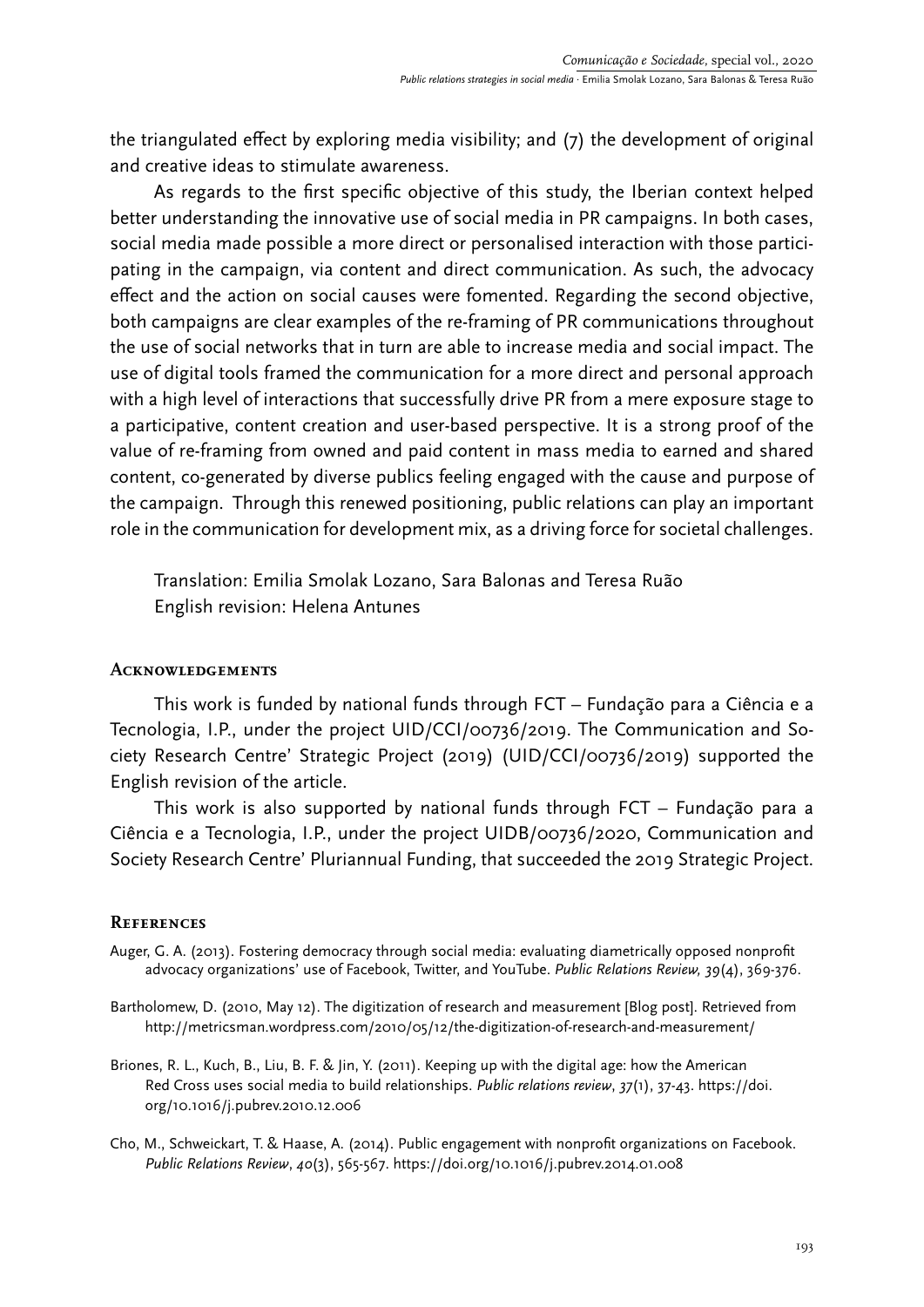the triangulated effect by exploring media visibility; and (7) the development of original and creative ideas to stimulate awareness.

As regards to the first specific objective of this study, the Iberian context helped better understanding the innovative use of social media in PR campaigns. In both cases, social media made possible a more direct or personalised interaction with those participating in the campaign, via content and direct communication. As such, the advocacy effect and the action on social causes were fomented. Regarding the second objective, both campaigns are clear examples of the re-framing of PR communications throughout the use of social networks that in turn are able to increase media and social impact. The use of digital tools framed the communication for a more direct and personal approach with a high level of interactions that successfully drive PR from a mere exposure stage to a participative, content creation and user-based perspective. It is a strong proof of the value of re-framing from owned and paid content in mass media to earned and shared content, co-generated by diverse publics feeling engaged with the cause and purpose of the campaign. Through this renewed positioning, public relations can play an important role in the communication for development mix, as a driving force for societal challenges.

Translation: Emilia Smolak Lozano, Sara Balonas and Teresa Ruão
English revision: Helena Antunes

## Acknowledgements

This work is funded by national funds through FCT – Fundação para a Ciência e a Tecnologia, I.P., under the project UID/CCI/00736/2019. The Communication and Society Research Centre' Strategic Project (2019) (UID/CCI/00736/2019) supported the English revision of the article.

This work is also supported by national funds through FCT – Fundação para a Ciência e a Tecnologia, I.P., under the project UIDB/00736/2020, Communication and Society Research Centre' Pluriannual Funding, that succeeded the 2019 Strategic Project.

## References

Auger, G. A. (2013). Fostering democracy through social media: evaluating diametrically opposed nonprofit advocacy organizations' use of Facebook, Twitter, and YouTube. *Public Relations Review, 39*(4), 369-376.

Bartholomew, D. (2010, May 12). The digitization of research and measurement [Blog post]. Retrieved from http://metricsman.wordpress.com/2010/05/12/the-digitization-of-research-and-measurement/

Briones, R. L., Kuch, B., Liu, B. F. & Jin, Y. (2011). Keeping up with the digital age: how the American Red Cross uses social media to build relationships. *Public relations review*, *37*(1), 37-43. https://doi.org/10.1016/j.pubrev.2010.12.006

Cho, M., Schweickart, T. & Haase, A. (2014). Public engagement with nonprofit organizations on Facebook. *Public Relations Review*, *40*(3), 565-567. https://doi.org/10.1016/j.pubrev.2014.01.008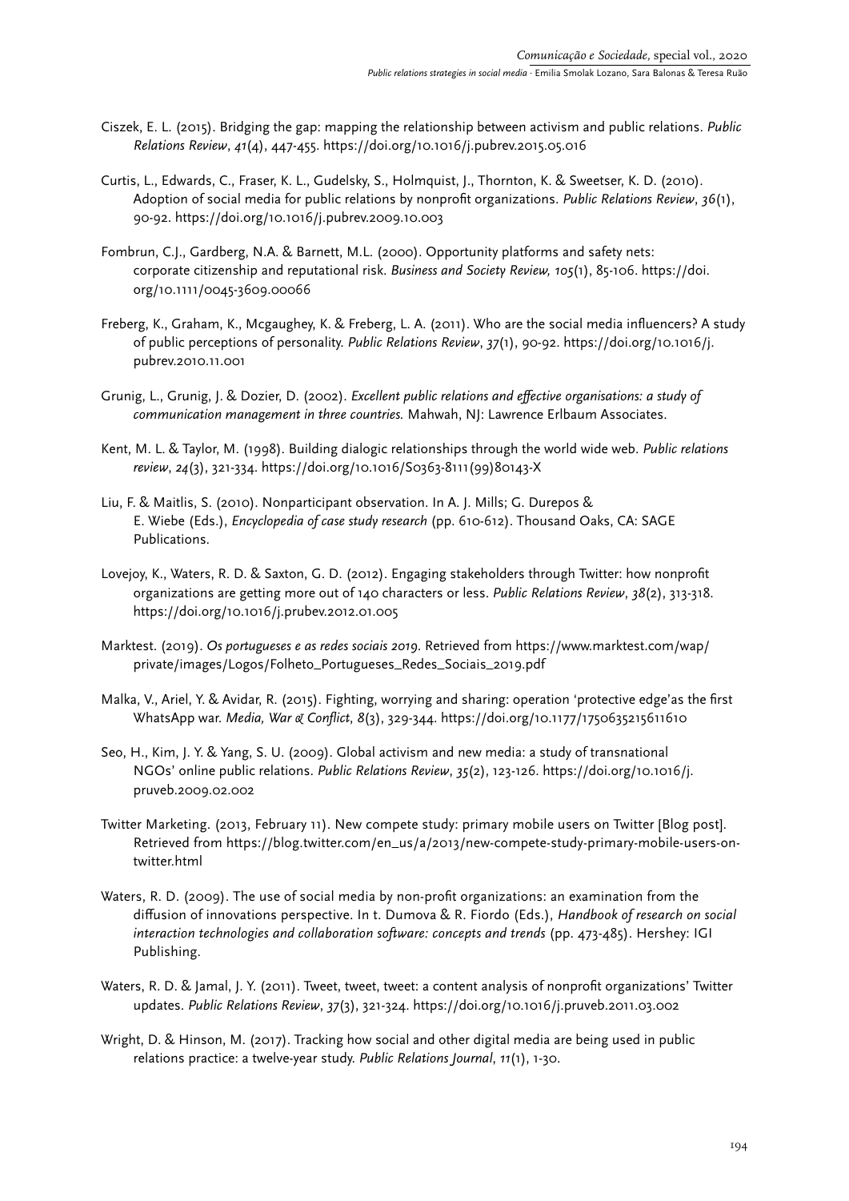Ciszek, E. L. (2015). Bridging the gap: mapping the relationship between activism and public relations. *Public Relations Review*, *41*(4), 447-455. https://doi.org/10.1016/j.pubrev.2015.05.016

Curtis, L., Edwards, C., Fraser, K. L., Gudelsky, S., Holmquist, J., Thornton, K. & Sweetser, K. D. (2010). Adoption of social media for public relations by nonprofit organizations. *Public Relations Review*, *36*(1), 90-92. https://doi.org/10.1016/j.pubrev.2009.10.003

Fombrun, C.J., Gardberg, N.A. & Barnett, M.L. (2000). Opportunity platforms and safety nets: corporate citizenship and reputational risk. *Business and Society Review, 105*(1), 85-106. https://doi.org/10.1111/0045-3609.00066

Freberg, K., Graham, K., Mcgaughey, K. & Freberg, L. A. (2011). Who are the social media influencers? A study of public perceptions of personality. *Public Relations Review*, *37*(1), 90-92. https://doi.org/10.1016/j.pubrev.2010.11.001

Grunig, L., Grunig, J. & Dozier, D. (2002). *Excellent public relations and effective organisations: a study of communication management in three countries.* Mahwah, NJ: Lawrence Erlbaum Associates.

Kent, M. L. & Taylor, M. (1998). Building dialogic relationships through the world wide web. *Public relations review*, *24*(3), 321-334. https://doi.org/10.1016/S0363-8111(99)80143-X

Liu, F. & Maitlis, S. (2010). Nonparticipant observation. In A. J. Mills; G. Durepos & E. Wiebe (Eds.), *Encyclopedia of case study research* (pp. 610-612). Thousand Oaks, CA: SAGE Publications.

Lovejoy, K., Waters, R. D. & Saxton, G. D. (2012). Engaging stakeholders through Twitter: how nonprofit organizations are getting more out of 140 characters or less. *Public Relations Review*, *38*(2), 313-318. https://doi.org/10.1016/j.prubev.2012.01.005

Marktest. (2019). *Os portugueses e as redes sociais 2019.* Retrieved from https://www.marktest.com/wap/private/images/Logos/Folheto_Portugueses_Redes_Sociais_2019.pdf

Malka, V., Ariel, Y. & Avidar, R. (2015). Fighting, worrying and sharing: operation 'protective edge'as the first WhatsApp war. *Media, War & Conflict*, *8*(3), 329-344. https://doi.org/10.1177/1750635215611610

Seo, H., Kim, J. Y. & Yang, S. U. (2009). Global activism and new media: a study of transnational NGOs' online public relations. *Public Relations Review*, *35*(2), 123-126. https://doi.org/10.1016/j.pruveb.2009.02.002

Twitter Marketing. (2013, February 11). New compete study: primary mobile users on Twitter [Blog post]. Retrieved from https://blog.twitter.com/en_us/a/2013/new-compete-study-primary-mobile-users-on-twitter.html

Waters, R. D. (2009). The use of social media by non-profit organizations: an examination from the diffusion of innovations perspective. In t. Dumova & R. Fiordo (Eds.), *Handbook of research on social interaction technologies and collaboration software: concepts and trends* (pp. 473-485). Hershey: IGI Publishing.

Waters, R. D. & Jamal, J. Y. (2011). Tweet, tweet, tweet: a content analysis of nonprofit organizations' Twitter updates. *Public Relations Review*, *37*(3), 321-324. https://doi.org/10.1016/j.pruveb.2011.03.002

Wright, D. & Hinson, M. (2017). Tracking how social and other digital media are being used in public relations practice: a twelve-year study. *Public Relations Journal*, *11*(1), 1-30.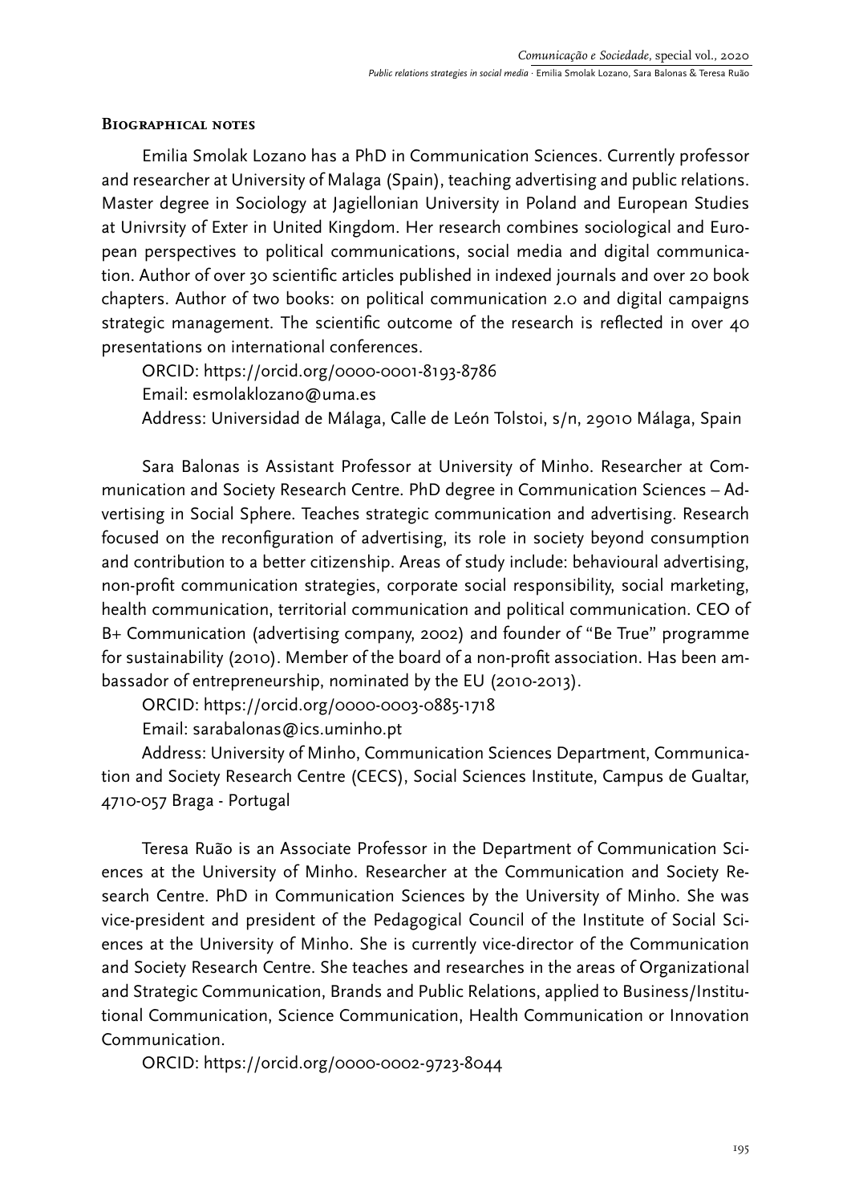## Biographical notes

Emilia Smolak Lozano has a PhD in Communication Sciences. Currently professor and researcher at University of Malaga (Spain), teaching advertising and public relations. Master degree in Sociology at Jagiellonian University in Poland and European Studies at Univrsity of Exter in United Kingdom. Her research combines sociological and European perspectives to political communications, social media and digital communication. Author of over 30 scientific articles published in indexed journals and over 20 book chapters. Author of two books: on political communication 2.0 and digital campaigns strategic management. The scientific outcome of the research is reflected in over 40 presentations on international conferences.

ORCID: https://orcid.org/0000-0001-8193-8786

Email: esmolaklozano@uma.es

Address: Universidad de Málaga, Calle de León Tolstoi, s/n, 29010 Málaga, Spain

Sara Balonas is Assistant Professor at University of Minho. Researcher at Communication and Society Research Centre. PhD degree in Communication Sciences – Advertising in Social Sphere. Teaches strategic communication and advertising. Research focused on the reconfiguration of advertising, its role in society beyond consumption and contribution to a better citizenship. Areas of study include: behavioural advertising, non-profit communication strategies, corporate social responsibility, social marketing, health communication, territorial communication and political communication. CEO of B+ Communication (advertising company, 2002) and founder of "Be True" programme for sustainability (2010). Member of the board of a non-profit association. Has been ambassador of entrepreneurship, nominated by the EU (2010-2013).

ORCID: https://orcid.org/0000-0003-0885-1718

Email: sarabalonas@ics.uminho.pt

Address: University of Minho, Communication Sciences Department, Communication and Society Research Centre (CECS), Social Sciences Institute, Campus de Gualtar, 4710-057 Braga - Portugal

Teresa Ruão is an Associate Professor in the Department of Communication Sciences at the University of Minho. Researcher at the Communication and Society Research Centre. PhD in Communication Sciences by the University of Minho. She was vice-president and president of the Pedagogical Council of the Institute of Social Sciences at the University of Minho. She is currently vice-director of the Communication and Society Research Centre. She teaches and researches in the areas of Organizational and Strategic Communication, Brands and Public Relations, applied to Business/Institutional Communication, Science Communication, Health Communication or Innovation Communication.

ORCID: https://orcid.org/0000-0002-9723-8044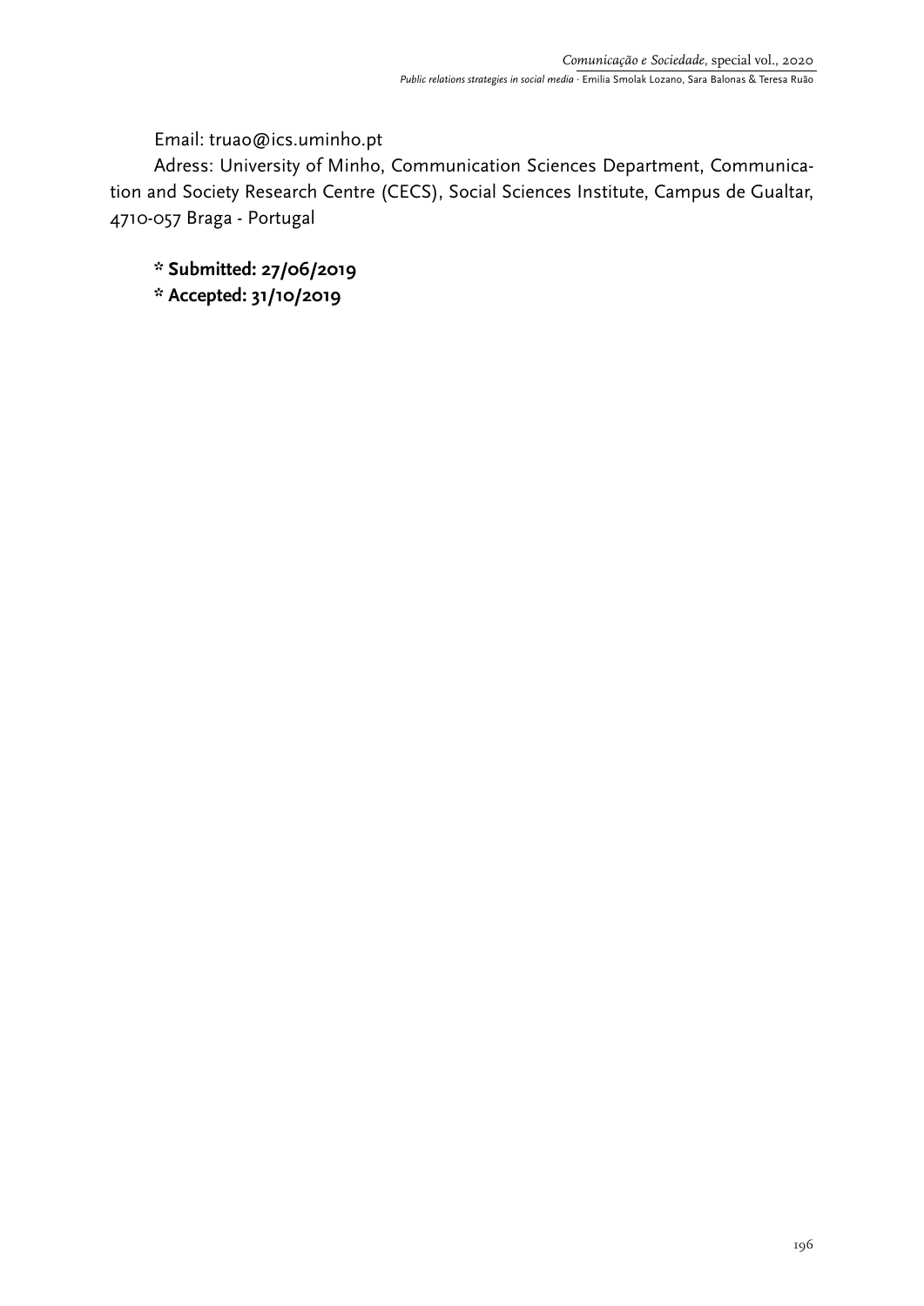Email: truao@ics.uminho.pt

Adress: University of Minho, Communication Sciences Department, Communication and Society Research Centre (CECS), Social Sciences Institute, Campus de Gualtar, 4710-057 Braga - Portugal

**\* Submitted: 27/06/2019**

**\* Accepted: 31/10/2019**